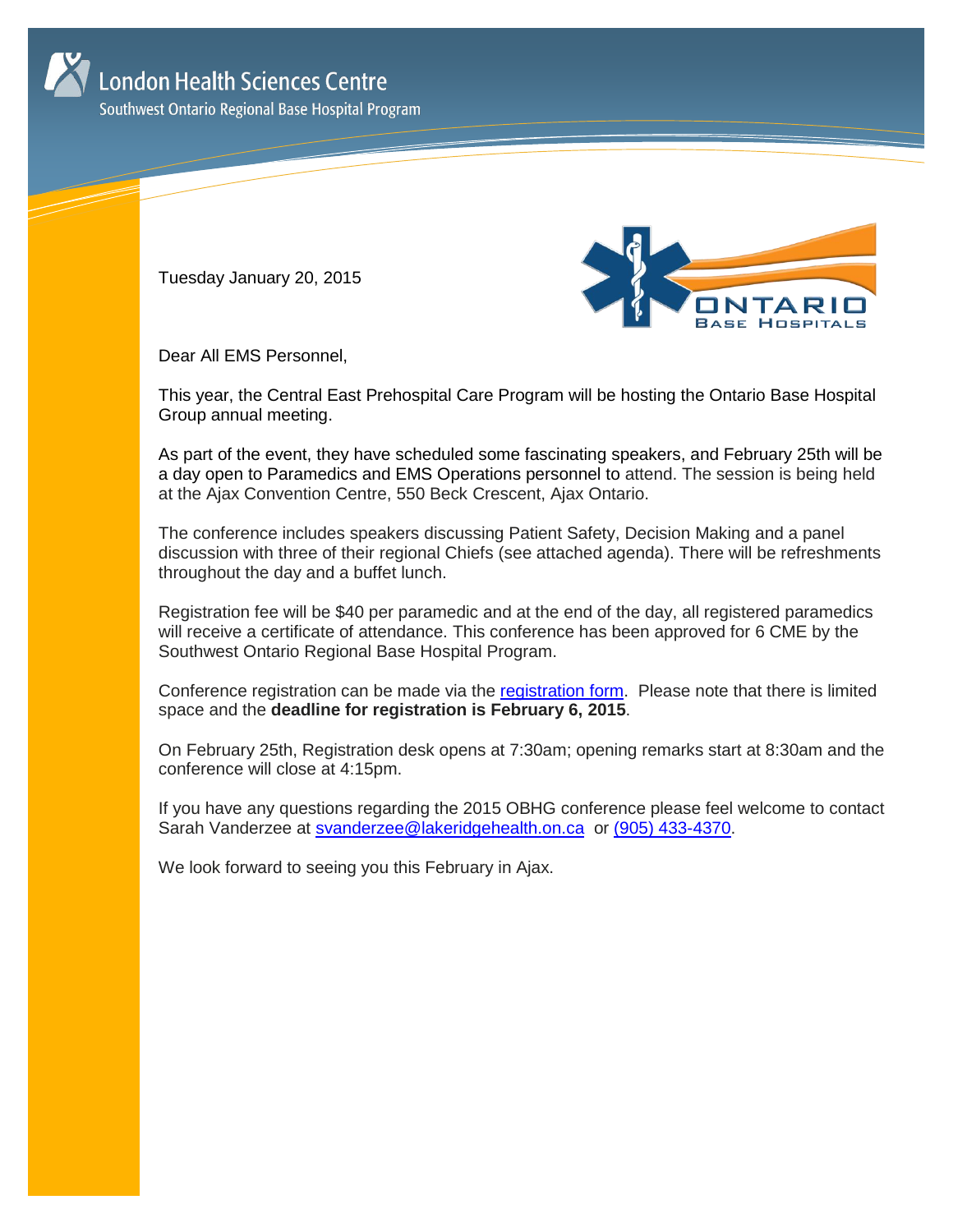London Health Sciences Centre

Southwest Ontario Regional Base Hospital Program

Tuesday January 20, 2015

Dear All EMS Personnel,

This year, the Central East Prehospital Care Program will be hosting the Ontario Base Hospital Group annual meeting.

As part of the event, they have scheduled some fascinating speakers, and February 25th will be a day open to Paramedics and EMS Operations personnel to attend. The session is being held at the Ajax Convention Centre, 550 Beck Crescent, Ajax Ontario.

The conference includes speakers discussing Patient Safety, Decision Making and a panel discussion with three of their regional Chiefs (see attached agenda). There will be refreshments throughout the day and a buffet lunch.

Registration fee will be $40 per paramedic and at the end of the day, all registered paramedics will receive a certificate of attendance. This conference has been approved for 6 CME by the Southwest Ontario Regional Base Hospital Program.

Conference registration can be made via the registration form. Please note that there is limited space and the **deadline for registration is February 6, 2015**.

On February 25th, Registration desk opens at 7:30am; opening remarks start at 8:30am and the conference will close at 4:15pm.

If you have any questions regarding the 2015 OBHG conference please feel welcome to contact Sarah Vanderzee at svanderzee@lakeridgehealth.on.ca or (905) 433-4370.

We look forward to seeing you this February in Ajax.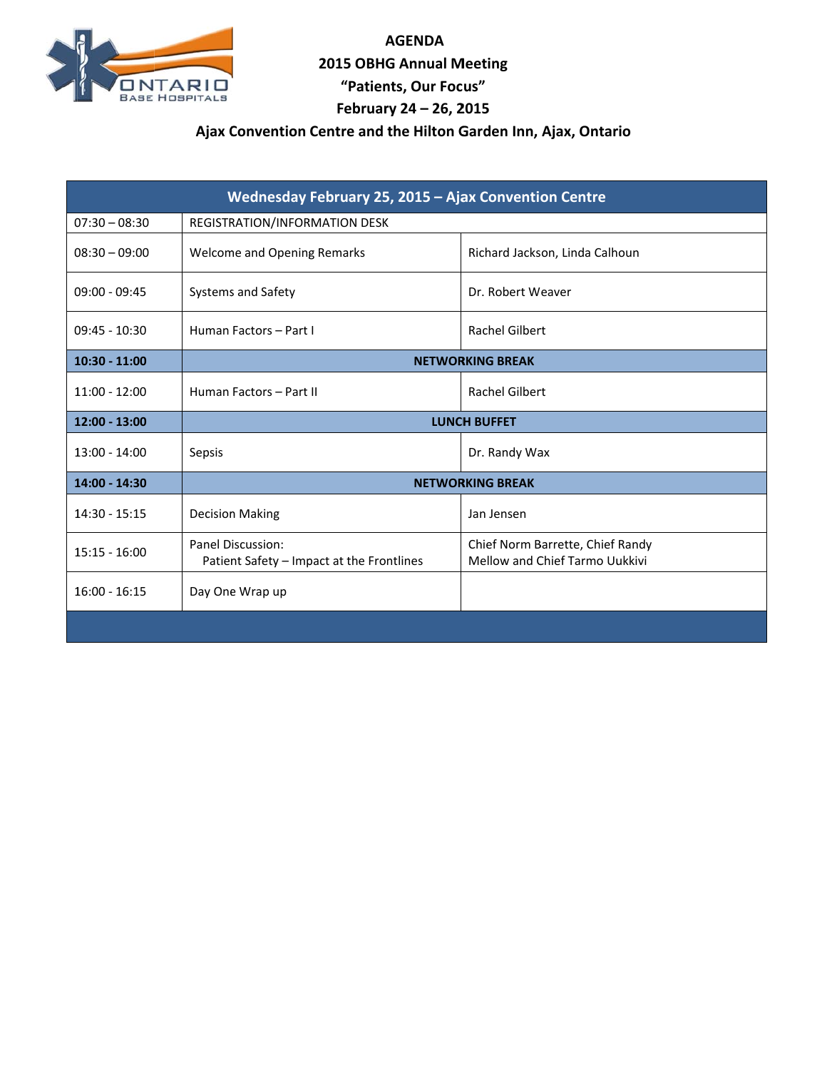**AGENDA**

**2015 OBHG Annual Meeting**

**"Patients, Our Focus"**

**February 24 – 26, 2015**

**Ajax Convention Centre and the Hilton Garden Inn, Ajax, Ontario**

| Wednesday February 25, 2015 – Ajax Convention Centre | | |
|---|---|---|
| 07:30 – 08:30 | REGISTRATION/INFORMATION DESK | |
| 08:30 – 09:00 | Welcome and Opening Remarks | Richard Jackson, Linda Calhoun |
| 09:00 - 09:45 | Systems and Safety | Dr. Robert Weaver |
| 09:45 - 10:30 | Human Factors – Part I | Rachel Gilbert |
| **10:30 - 11:00** | **NETWORKING BREAK** | |
| 11:00 - 12:00 | Human Factors – Part II | Rachel Gilbert |
| **12:00 - 13:00** | **LUNCH BUFFET** | |
| 13:00 - 14:00 | Sepsis | Dr. Randy Wax |
| **14:00 - 14:30** | **NETWORKING BREAK** | |
| 14:30 - 15:15 | Decision Making | Jan Jensen |
| 15:15 - 16:00 | Panel Discussion: Patient Safety – Impact at the Frontlines | Chief Norm Barrette, Chief Randy Mellow and Chief Tarmo Uukkivi |
| 16:00 - 16:15 | Day One Wrap up | |